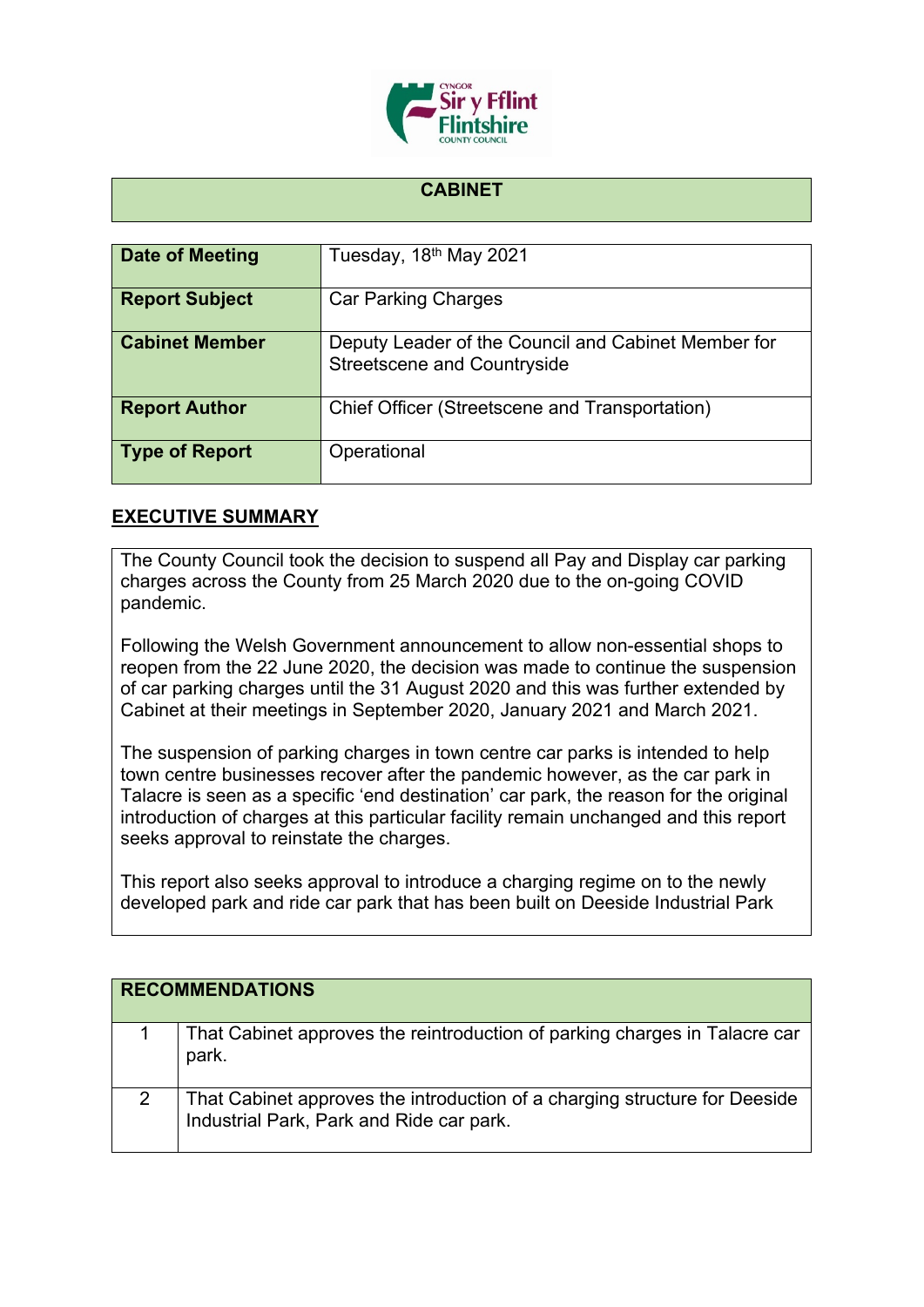## CABINET

| Date of Meeting | Tuesday, 18th May 2021 |
|---|---|
| Report Subject | Car Parking Charges |
| Cabinet Member | Deputy Leader of the Council and Cabinet Member for Streetscene and Countryside |
| Report Author | Chief Officer (Streetscene and Transportation) |
| Type of Report | Operational |

## EXECUTIVE SUMMARY

The County Council took the decision to suspend all Pay and Display car parking charges across the County from 25 March 2020 due to the on-going COVID pandemic.

Following the Welsh Government announcement to allow non-essential shops to reopen from the 22 June 2020, the decision was made to continue the suspension of car parking charges until the 31 August 2020 and this was further extended by Cabinet at their meetings in September 2020, January 2021 and March 2021.

The suspension of parking charges in town centre car parks is intended to help town centre businesses recover after the pandemic however, as the car park in Talacre is seen as a specific 'end destination' car park, the reason for the original introduction of charges at this particular facility remain unchanged and this report seeks approval to reinstate the charges.

This report also seeks approval to introduce a charging regime on to the newly developed park and ride car park that has been built on Deeside Industrial Park

| RECOMMENDATIONS | |
|---|---|
| 1 | That Cabinet approves the reintroduction of parking charges in Talacre car park. |
| 2 | That Cabinet approves the introduction of a charging structure for Deeside Industrial Park, Park and Ride car park. |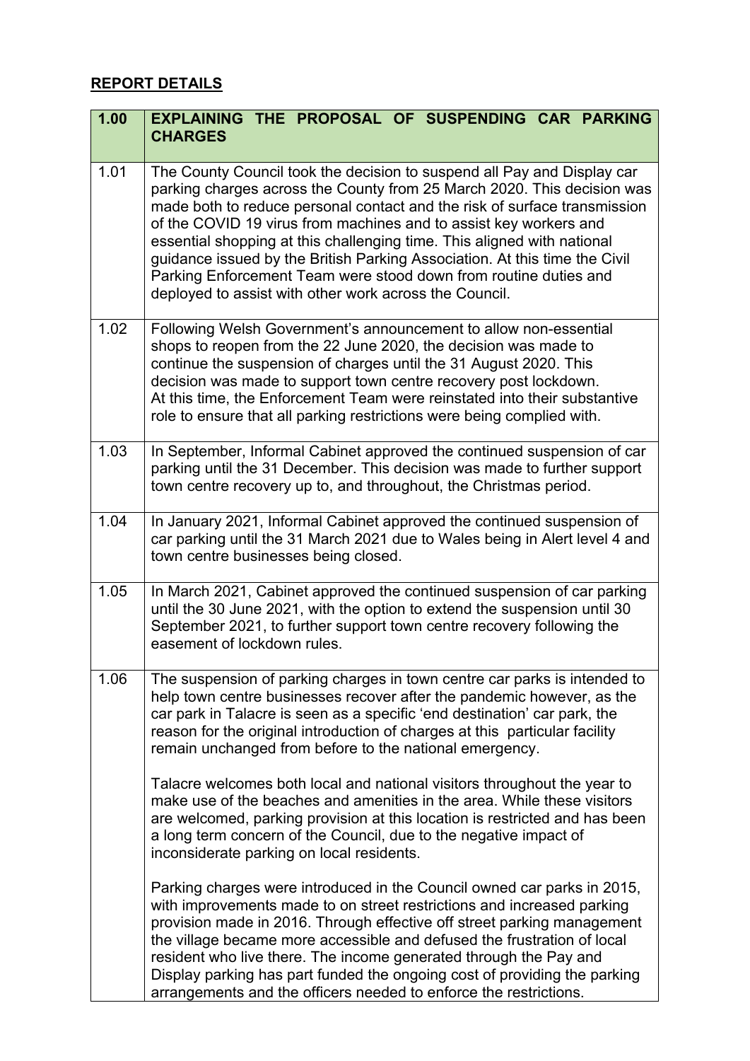## REPORT DETAILS

| 1.00 | EXPLAINING THE PROPOSAL OF SUSPENDING CAR PARKING CHARGES |
|---|---|
| 1.01 | The County Council took the decision to suspend all Pay and Display car parking charges across the County from 25 March 2020. This decision was made both to reduce personal contact and the risk of surface transmission of the COVID 19 virus from machines and to assist key workers and essential shopping at this challenging time. This aligned with national guidance issued by the British Parking Association. At this time the Civil Parking Enforcement Team were stood down from routine duties and deployed to assist with other work across the Council. |
| 1.02 | Following Welsh Government's announcement to allow non-essential shops to reopen from the 22 June 2020, the decision was made to continue the suspension of charges until the 31 August 2020. This decision was made to support town centre recovery post lockdown. At this time, the Enforcement Team were reinstated into their substantive role to ensure that all parking restrictions were being complied with. |
| 1.03 | In September, Informal Cabinet approved the continued suspension of car parking until the 31 December. This decision was made to further support town centre recovery up to, and throughout, the Christmas period. |
| 1.04 | In January 2021, Informal Cabinet approved the continued suspension of car parking until the 31 March 2021 due to Wales being in Alert level 4 and town centre businesses being closed. |
| 1.05 | In March 2021, Cabinet approved the continued suspension of car parking until the 30 June 2021, with the option to extend the suspension until 30 September 2021, to further support town centre recovery following the easement of lockdown rules. |
| 1.06 | The suspension of parking charges in town centre car parks is intended to help town centre businesses recover after the pandemic however, as the car park in Talacre is seen as a specific 'end destination' car park, the reason for the original introduction of charges at this particular facility remain unchanged from before to the national emergency.<br><br>Talacre welcomes both local and national visitors throughout the year to make use of the beaches and amenities in the area. While these visitors are welcomed, parking provision at this location is restricted and has been a long term concern of the Council, due to the negative impact of inconsiderate parking on local residents.<br><br>Parking charges were introduced in the Council owned car parks in 2015, with improvements made to on street restrictions and increased parking provision made in 2016. Through effective off street parking management the village became more accessible and defused the frustration of local resident who live there. The income generated through the Pay and Display parking has part funded the ongoing cost of providing the parking arrangements and the officers needed to enforce the restrictions. |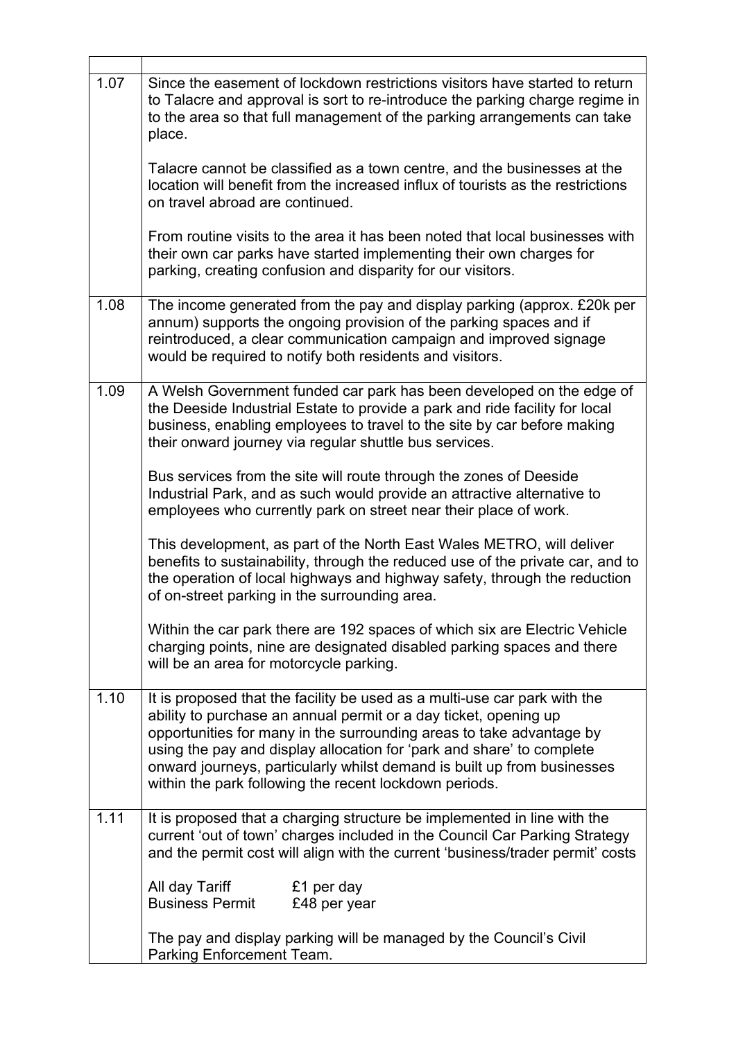| | |
|---|---|
| 1.07 | Since the easement of lockdown restrictions visitors have started to return to Talacre and approval is sort to re-introduce the parking charge regime in to the area so that full management of the parking arrangements can take place.<br><br>Talacre cannot be classified as a town centre, and the businesses at the location will benefit from the increased influx of tourists as the restrictions on travel abroad are continued.<br><br>From routine visits to the area it has been noted that local businesses with their own car parks have started implementing their own charges for parking, creating confusion and disparity for our visitors. |
| 1.08 | The income generated from the pay and display parking (approx. £20k per annum) supports the ongoing provision of the parking spaces and if reintroduced, a clear communication campaign and improved signage would be required to notify both residents and visitors. |
| 1.09 | A Welsh Government funded car park has been developed on the edge of the Deeside Industrial Estate to provide a park and ride facility for local business, enabling employees to travel to the site by car before making their onward journey via regular shuttle bus services.<br><br>Bus services from the site will route through the zones of Deeside Industrial Park, and as such would provide an attractive alternative to employees who currently park on street near their place of work.<br><br>This development, as part of the North East Wales METRO, will deliver benefits to sustainability, through the reduced use of the private car, and to the operation of local highways and highway safety, through the reduction of on-street parking in the surrounding area.<br><br>Within the car park there are 192 spaces of which six are Electric Vehicle charging points, nine are designated disabled parking spaces and there will be an area for motorcycle parking. |
| 1.10 | It is proposed that the facility be used as a multi-use car park with the ability to purchase an annual permit or a day ticket, opening up opportunities for many in the surrounding areas to take advantage by using the pay and display allocation for 'park and share' to complete onward journeys, particularly whilst demand is built up from businesses within the park following the recent lockdown periods. |
| 1.11 | It is proposed that a charging structure be implemented in line with the current 'out of town' charges included in the Council Car Parking Strategy and the permit cost will align with the current 'business/trader permit' costs<br><br>All day Tariff £1 per day<br>Business Permit £48 per year<br><br>The pay and display parking will be managed by the Council's Civil Parking Enforcement Team. |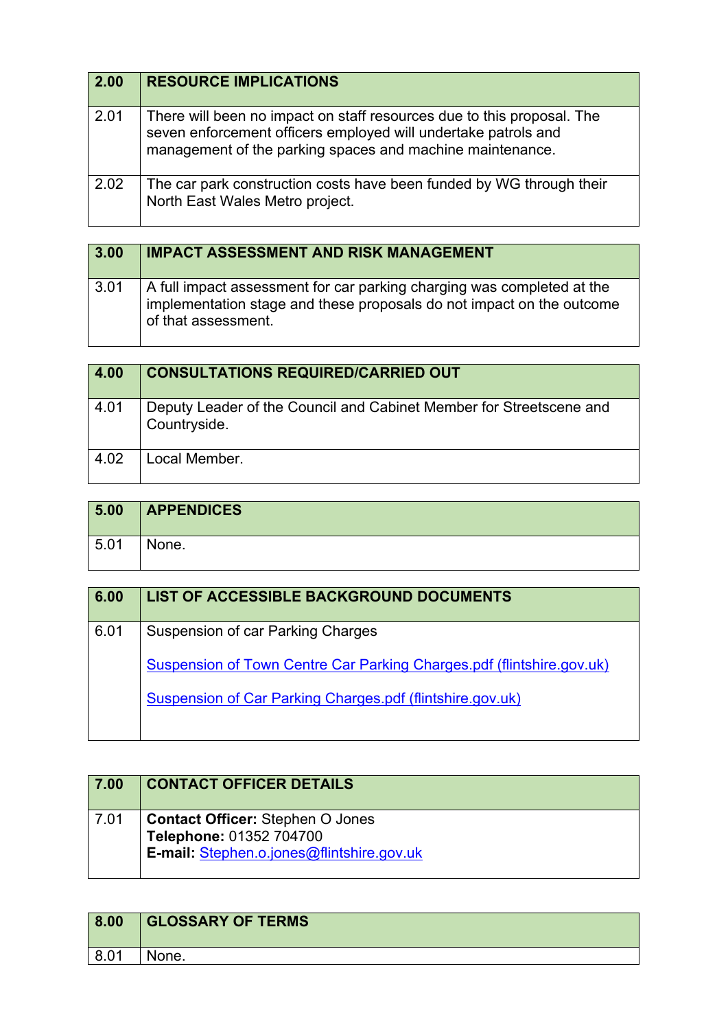| 2.00 | RESOURCE IMPLICATIONS |
|---|---|
| 2.01 | There will been no impact on staff resources due to this proposal. The seven enforcement officers employed will undertake patrols and management of the parking spaces and machine maintenance. |
| 2.02 | The car park construction costs have been funded by WG through their North East Wales Metro project. |

| 3.00 | IMPACT ASSESSMENT AND RISK MANAGEMENT |
|---|---|
| 3.01 | A full impact assessment for car parking charging was completed at the implementation stage and these proposals do not impact on the outcome of that assessment. |

| 4.00 | CONSULTATIONS REQUIRED/CARRIED OUT |
|---|---|
| 4.01 | Deputy Leader of the Council and Cabinet Member for Streetscene and Countryside. |
| 4.02 | Local Member. |

| 5.00 | APPENDICES |
|---|---|
| 5.01 | None. |

| 6.00 | LIST OF ACCESSIBLE BACKGROUND DOCUMENTS |
|---|---|
| 6.01 | Suspension of car Parking Charges<br><br>Suspension of Town Centre Car Parking Charges.pdf (flintshire.gov.uk)<br><br>Suspension of Car Parking Charges.pdf (flintshire.gov.uk) |

| 7.00 | CONTACT OFFICER DETAILS |
|---|---|
| 7.01 | **Contact Officer:** Stephen O Jones<br>**Telephone:** 01352 704700<br>**E-mail:** Stephen.o.jones@flintshire.gov.uk |

| 8.00 | GLOSSARY OF TERMS |
|---|---|
| 8.01 | None. |